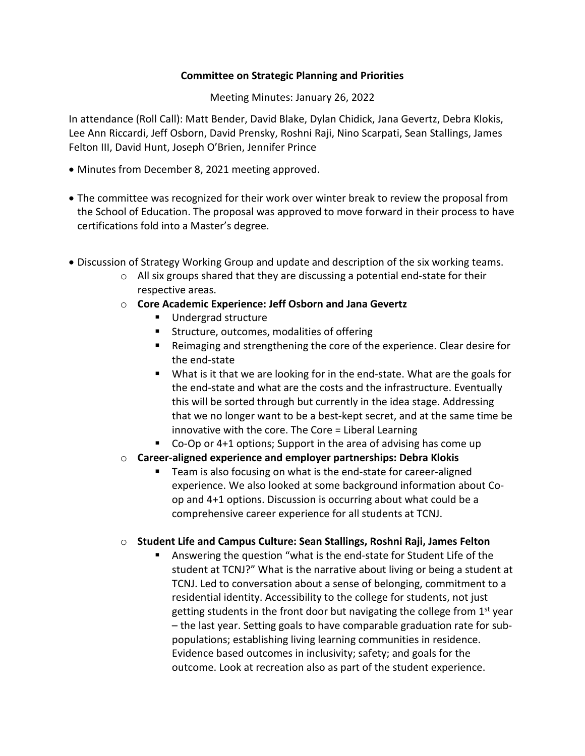**Committee on Strategic Planning and Priorities**

Meeting Minutes: January 26, 2022

In attendance (Roll Call): Matt Bender, David Blake, Dylan Chidick, Jana Gevertz, Debra Klokis, Lee Ann Riccardi, Jeff Osborn, David Prensky, Roshni Raji, Nino Scarpati, Sean Stallings, James Felton III, David Hunt, Joseph O'Brien, Jennifer Prince

- Minutes from December 8, 2021 meeting approved.

- The committee was recognized for their work over winter break to review the proposal from the School of Education. The proposal was approved to move forward in their process to have certifications fold into a Master's degree.

- Discussion of Strategy Working Group and update and description of the six working teams.
  - All six groups shared that they are discussing a potential end-state for their respective areas.
  - **Core Academic Experience: Jeff Osborn and Jana Gevertz**
    - Undergrad structure
    - Structure, outcomes, modalities of offering
    - Reimaging and strengthening the core of the experience. Clear desire for the end-state
    - What is it that we are looking for in the end-state. What are the goals for the end-state and what are the costs and the infrastructure. Eventually this will be sorted through but currently in the idea stage. Addressing that we no longer want to be a best-kept secret, and at the same time be innovative with the core. The Core = Liberal Learning
    - Co-Op or 4+1 options; Support in the area of advising has come up
  - **Career-aligned experience and employer partnerships: Debra Klokis**
    - Team is also focusing on what is the end-state for career-aligned experience. We also looked at some background information about Co-op and 4+1 options. Discussion is occurring about what could be a comprehensive career experience for all students at TCNJ.
  - **Student Life and Campus Culture: Sean Stallings, Roshni Raji, James Felton**
    - Answering the question "what is the end-state for Student Life of the student at TCNJ?" What is the narrative about living or being a student at TCNJ. Led to conversation about a sense of belonging, commitment to a residential identity. Accessibility to the college for students, not just getting students in the front door but navigating the college from 1st year – the last year. Setting goals to have comparable graduation rate for sub-populations; establishing living learning communities in residence. Evidence based outcomes in inclusivity; safety; and goals for the outcome. Look at recreation also as part of the student experience.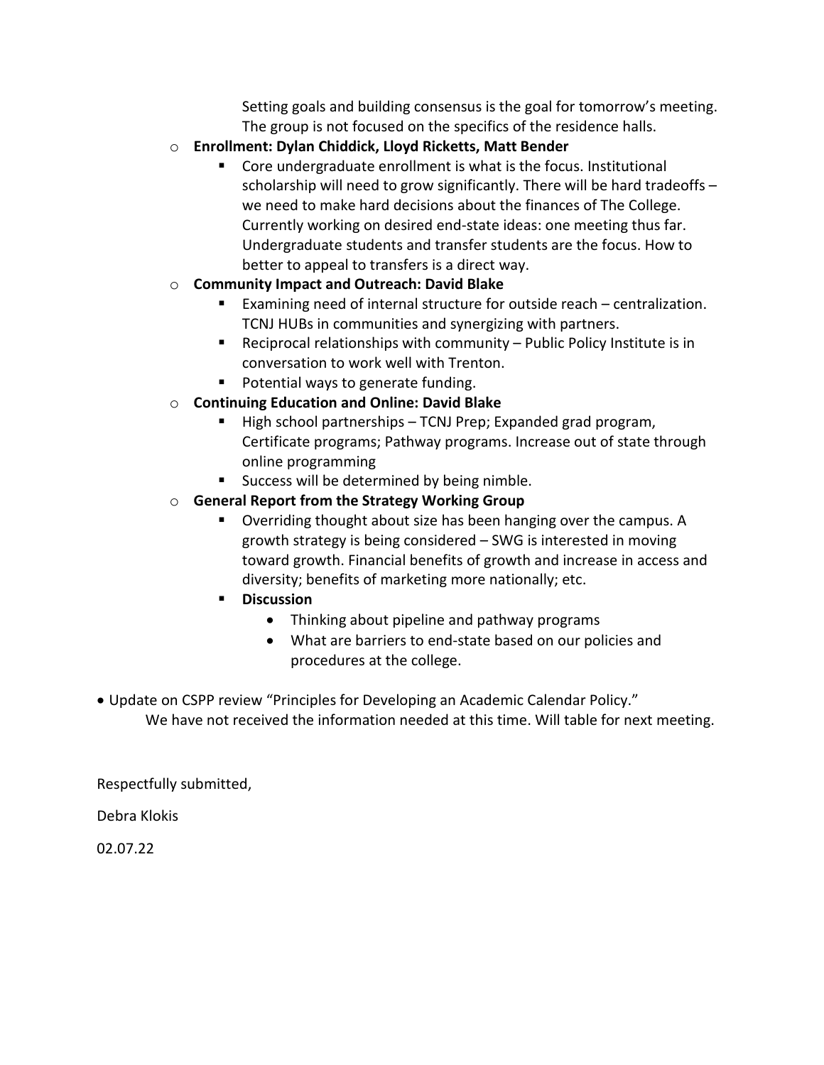Setting goals and building consensus is the goal for tomorrow's meeting. The group is not focused on the specifics of the residence halls.

- **Enrollment: Dylan Chiddick, Lloyd Ricketts, Matt Bender**
  - Core undergraduate enrollment is what is the focus. Institutional scholarship will need to grow significantly. There will be hard tradeoffs – we need to make hard decisions about the finances of The College. Currently working on desired end-state ideas: one meeting thus far. Undergraduate students and transfer students are the focus. How to better to appeal to transfers is a direct way.
- **Community Impact and Outreach: David Blake**
  - Examining need of internal structure for outside reach – centralization. TCNJ HUBs in communities and synergizing with partners.
  - Reciprocal relationships with community – Public Policy Institute is in conversation to work well with Trenton.
  - Potential ways to generate funding.
- **Continuing Education and Online: David Blake**
  - High school partnerships – TCNJ Prep; Expanded grad program, Certificate programs; Pathway programs. Increase out of state through online programming
  - Success will be determined by being nimble.
- **General Report from the Strategy Working Group**
  - Overriding thought about size has been hanging over the campus. A growth strategy is being considered – SWG is interested in moving toward growth. Financial benefits of growth and increase in access and diversity; benefits of marketing more nationally; etc.
  - **Discussion**
    - Thinking about pipeline and pathway programs
    - What are barriers to end-state based on our policies and procedures at the college.

- Update on CSPP review "Principles for Developing an Academic Calendar Policy."

  We have not received the information needed at this time. Will table for next meeting.

Respectfully submitted,

Debra Klokis

02.07.22